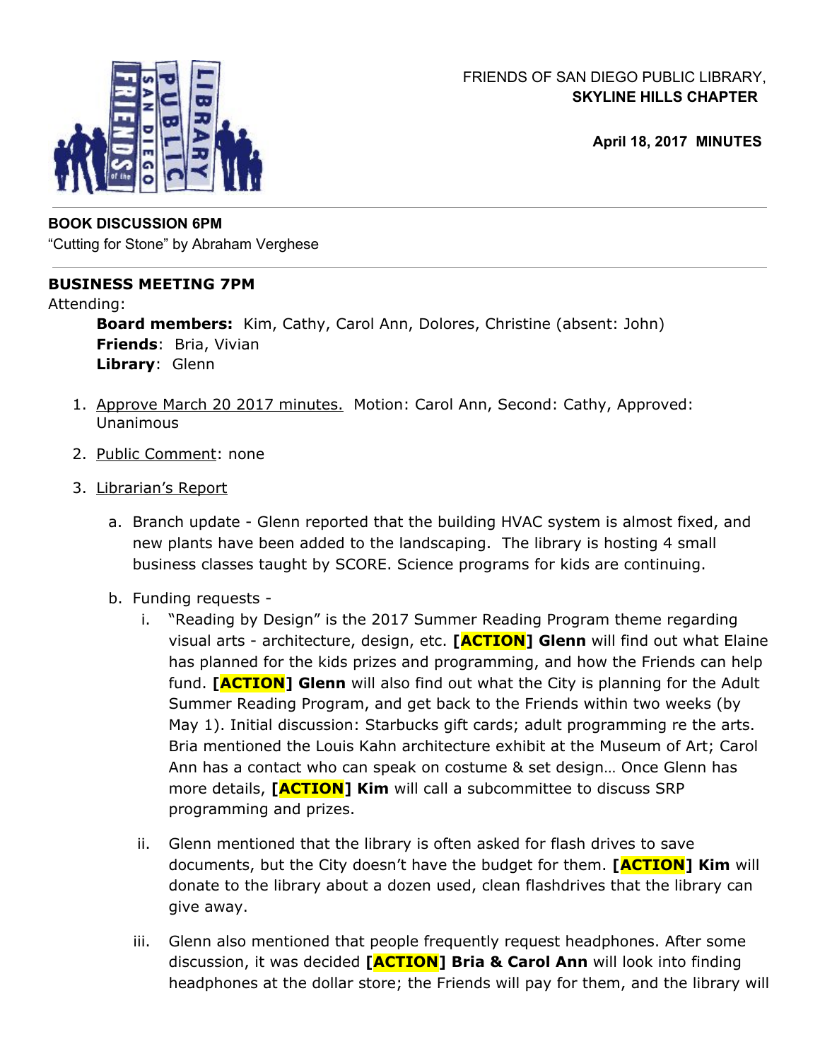FRIENDS OF SAN DIEGO PUBLIC LIBRARY,
**SKYLINE HILLS CHAPTER**

**April 18, 2017 MINUTES**

---

**BOOK DISCUSSION 6PM**
"Cutting for Stone" by Abraham Verghese

---

**BUSINESS MEETING 7PM**
Attending:

> **Board members:** Kim, Cathy, Carol Ann, Dolores, Christine (absent: John)
> **Friends**: Bria, Vivian
> **Library**: Glenn

1. <u>Approve March 20 2017 minutes.</u> Motion: Carol Ann, Second: Cathy, Approved: Unanimous

2. <u>Public Comment</u>: none

3. <u>Librarian's Report</u>

    a. Branch update - Glenn reported that the building HVAC system is almost fixed, and new plants have been added to the landscaping. The library is hosting 4 small business classes taught by SCORE. Science programs for kids are continuing.

    b. Funding requests -

        i. "Reading by Design" is the 2017 Summer Reading Program theme regarding visual arts - architecture, design, etc. **[ACTION] Glenn** will find out what Elaine has planned for the kids prizes and programming, and how the Friends can help fund. **[ACTION] Glenn** will also find out what the City is planning for the Adult Summer Reading Program, and get back to the Friends within two weeks (by May 1). Initial discussion: Starbucks gift cards; adult programming re the arts. Bria mentioned the Louis Kahn architecture exhibit at the Museum of Art; Carol Ann has a contact who can speak on costume & set design… Once Glenn has more details, **[ACTION] Kim** will call a subcommittee to discuss SRP programming and prizes.

        ii. Glenn mentioned that the library is often asked for flash drives to save documents, but the City doesn't have the budget for them. **[ACTION] Kim** will donate to the library about a dozen used, clean flashdrives that the library can give away.

        iii. Glenn also mentioned that people frequently request headphones. After some discussion, it was decided **[ACTION] Bria & Carol Ann** will look into finding headphones at the dollar store; the Friends will pay for them, and the library will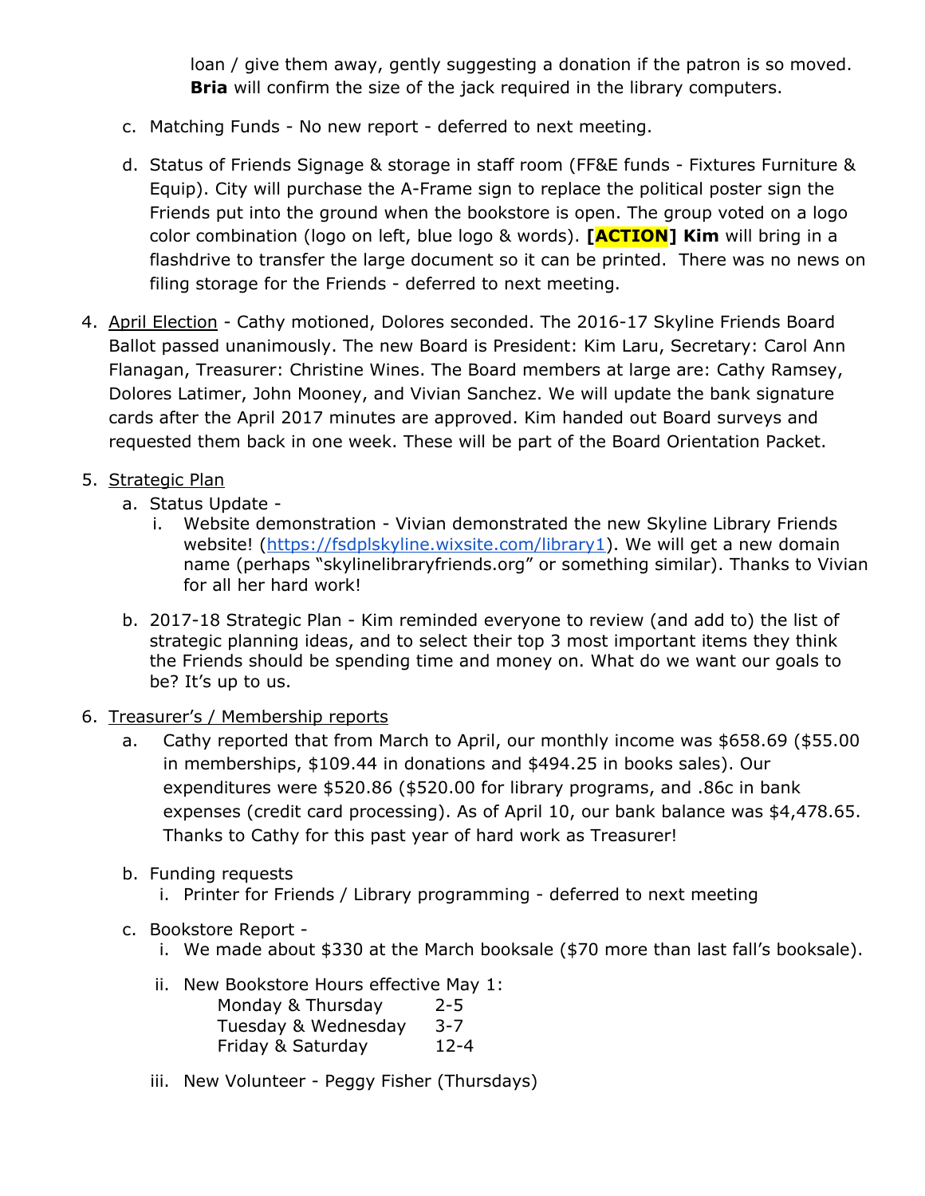loan / give them away, gently suggesting a donation if the patron is so moved. **Bria** will confirm the size of the jack required in the library computers.

c. Matching Funds - No new report - deferred to next meeting.

d. Status of Friends Signage & storage in staff room (FF&E funds - Fixtures Furniture & Equip). City will purchase the A-Frame sign to replace the political poster sign the Friends put into the ground when the bookstore is open. The group voted on a logo color combination (logo on left, blue logo & words). **[ACTION] Kim** will bring in a flashdrive to transfer the large document so it can be printed. There was no news on filing storage for the Friends - deferred to next meeting.

4. <u>April Election</u> - Cathy motioned, Dolores seconded. The 2016-17 Skyline Friends Board Ballot passed unanimously. The new Board is President: Kim Laru, Secretary: Carol Ann Flanagan, Treasurer: Christine Wines. The Board members at large are: Cathy Ramsey, Dolores Latimer, John Mooney, and Vivian Sanchez. We will update the bank signature cards after the April 2017 minutes are approved. Kim handed out Board surveys and requested them back in one week. These will be part of the Board Orientation Packet.

5. <u>Strategic Plan</u>
   a. Status Update -
      i. Website demonstration - Vivian demonstrated the new Skyline Library Friends website! (https://fsdplskyline.wixsite.com/library1). We will get a new domain name (perhaps "skylinelibraryfriends.org" or something similar). Thanks to Vivian for all her hard work!
   b. 2017-18 Strategic Plan - Kim reminded everyone to review (and add to) the list of strategic planning ideas, and to select their top 3 most important items they think the Friends should be spending time and money on. What do we want our goals to be? It's up to us.

6. <u>Treasurer's / Membership reports</u>
   a. Cathy reported that from March to April, our monthly income was $658.69 ($55.00 in memberships, $109.44 in donations and $494.25 in books sales). Our expenditures were $520.86 ($520.00 for library programs, and .86c in bank expenses (credit card processing). As of April 10, our bank balance was $4,478.65. Thanks to Cathy for this past year of hard work as Treasurer!
   b. Funding requests
      i. Printer for Friends / Library programming - deferred to next meeting
   c. Bookstore Report -
      i. We made about $330 at the March booksale ($70 more than last fall's booksale).
      ii. New Bookstore Hours effective May 1:
         Monday & Thursday 2-5
         Tuesday & Wednesday 3-7
         Friday & Saturday 12-4
      iii. New Volunteer - Peggy Fisher (Thursdays)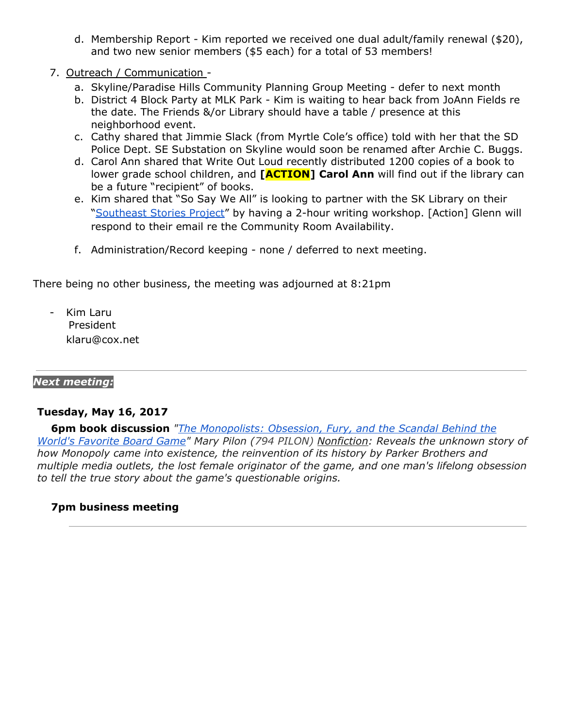d. Membership Report - Kim reported we received one dual adult/family renewal ($20), and two new senior members ($5 each) for a total of 53 members!

7. Outreach / Communication -
   a. Skyline/Paradise Hills Community Planning Group Meeting - defer to next month
   b. District 4 Block Party at MLK Park - Kim is waiting to hear back from JoAnn Fields re the date. The Friends &/or Library should have a table / presence at this neighborhood event.
   c. Cathy shared that Jimmie Slack (from Myrtle Cole's office) told with her that the SD Police Dept. SE Substation on Skyline would soon be renamed after Archie C. Buggs.
   d. Carol Ann shared that Write Out Loud recently distributed 1200 copies of a book to lower grade school children, and **[ACTION] Carol Ann** will find out if the library can be a future "recipient" of books.
   e. Kim shared that "So Say We All" is looking to partner with the SK Library on their "Southeast Stories Project" by having a 2-hour writing workshop. [Action] Glenn will respond to their email re the Community Room Availability.
   f. Administration/Record keeping - none / deferred to next meeting.

There being no other business, the meeting was adjourned at 8:21pm

- Kim Laru
  President
  klaru@cox.net

---

***Next meeting:***

**Tuesday, May 16, 2017**

**6pm book discussion** *"The Monopolists: Obsession, Fury, and the Scandal Behind the World's Favorite Board Game" Mary Pilon (794 PILON) Nonfiction: Reveals the unknown story of how Monopoly came into existence, the reinvention of its history by Parker Brothers and multiple media outlets, the lost female originator of the game, and one man's lifelong obsession to tell the true story about the game's questionable origins.*

**7pm business meeting**

---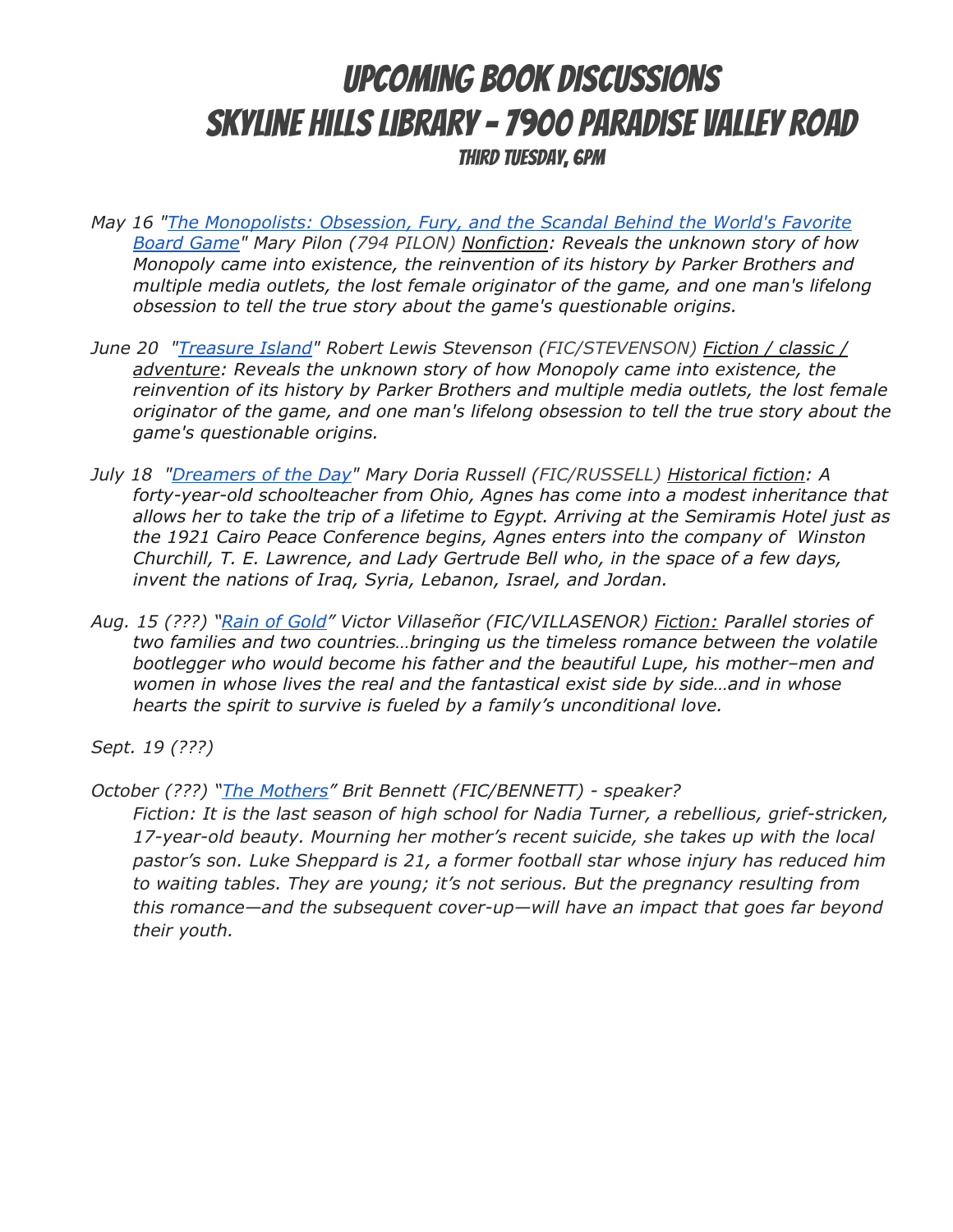# Upcoming Book Discussions
# Skyline Hills Library - 7900 Paradise Valley Road
### Third Tuesday, 6pm

*May 16 "The Monopolists: Obsession, Fury, and the Scandal Behind the World's Favorite Board Game" Mary Pilon (794 PILON) Nonfiction: Reveals the unknown story of how Monopoly came into existence, the reinvention of its history by Parker Brothers and multiple media outlets, the lost female originator of the game, and one man's lifelong obsession to tell the true story about the game's questionable origins.*

*June 20 "Treasure Island" Robert Lewis Stevenson (FIC/STEVENSON) Fiction / classic / adventure: Reveals the unknown story of how Monopoly came into existence, the reinvention of its history by Parker Brothers and multiple media outlets, the lost female originator of the game, and one man's lifelong obsession to tell the true story about the game's questionable origins.*

*July 18 "Dreamers of the Day" Mary Doria Russell (FIC/RUSSELL) Historical fiction: A forty-year-old schoolteacher from Ohio, Agnes has come into a modest inheritance that allows her to take the trip of a lifetime to Egypt. Arriving at the Semiramis Hotel just as the 1921 Cairo Peace Conference begins, Agnes enters into the company of Winston Churchill, T. E. Lawrence, and Lady Gertrude Bell who, in the space of a few days, invent the nations of Iraq, Syria, Lebanon, Israel, and Jordan.*

*Aug. 15 (???) "Rain of Gold" Victor Villaseñor (FIC/VILLASENOR) Fiction: Parallel stories of two families and two countries…bringing us the timeless romance between the volatile bootlegger who would become his father and the beautiful Lupe, his mother–men and women in whose lives the real and the fantastical exist side by side…and in whose hearts the spirit to survive is fueled by a family's unconditional love.*

*Sept. 19 (???)*

*October (???) "The Mothers" Brit Bennett (FIC/BENNETT) - speaker?*
*Fiction: It is the last season of high school for Nadia Turner, a rebellious, grief-stricken, 17-year-old beauty. Mourning her mother's recent suicide, she takes up with the local pastor's son. Luke Sheppard is 21, a former football star whose injury has reduced him to waiting tables. They are young; it's not serious. But the pregnancy resulting from this romance—and the subsequent cover-up—will have an impact that goes far beyond their youth.*